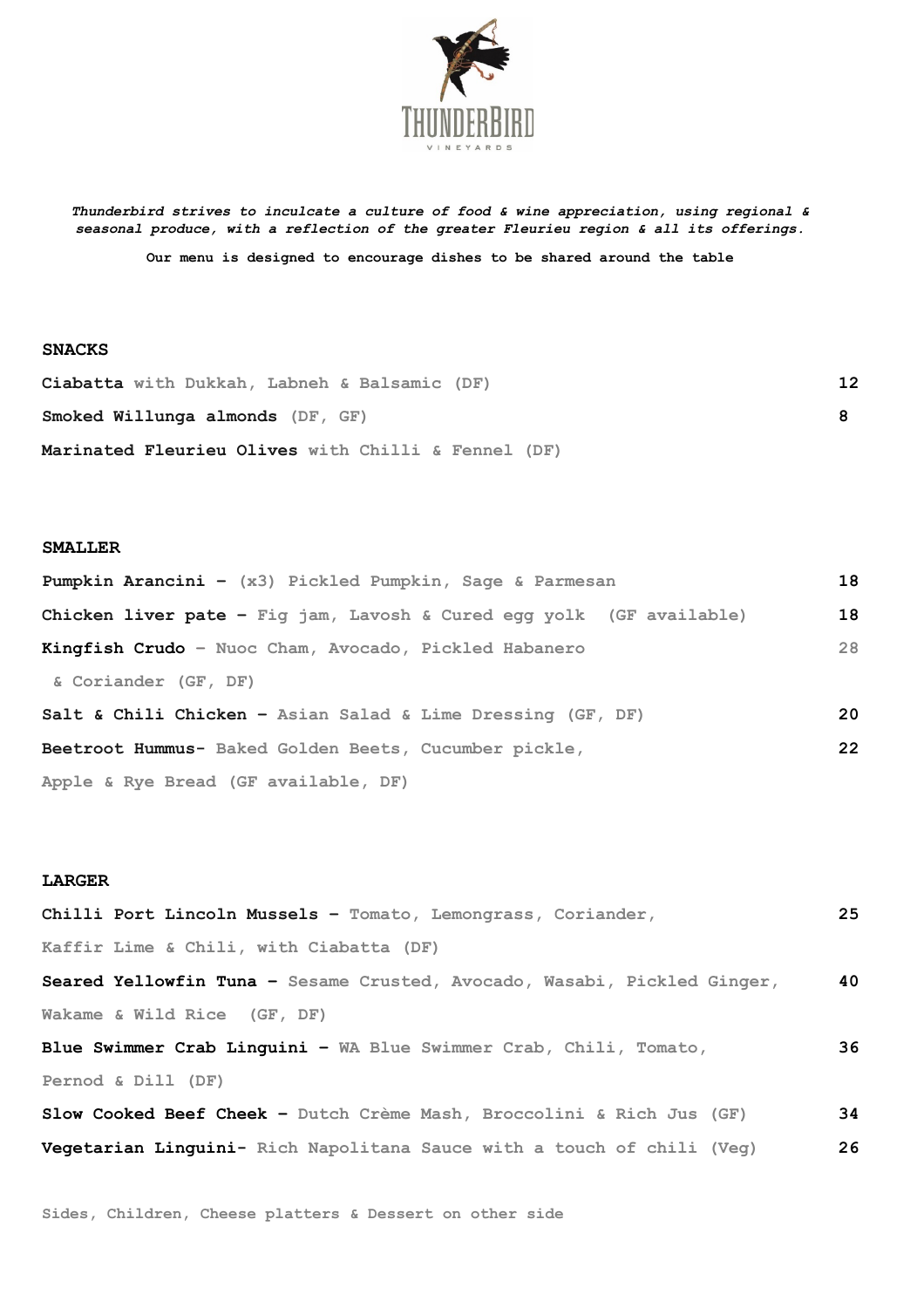THUNDERBIRD

VINEYARDS

*Thunderbird strives to inculcate a culture of food & wine appreciation, using regional & seasonal produce, with a reflection of the greater Fleurieu region & all its offerings.*

**Our menu is designed to encourage dishes to be shared around the table**

## SNACKS

| | |
|---|---|
| **Ciabatta** with Dukkah, Labneh & Balsamic (DF) | 12 |
| **Smoked Willunga almonds** (DF, GF) | 8 |
| **Marinated Fleurieu Olives** with Chilli & Fennel (DF) | |

## SMALLER

| | |
|---|---|
| **Pumpkin Arancini –** (x3) Pickled Pumpkin, Sage & Parmesan | 18 |
| **Chicken liver pate –** Fig jam, Lavosh & Cured egg yolk (GF available) | 18 |
| **Kingfish Crudo** – Nuoc Cham, Avocado, Pickled Habanero & Coriander (GF, DF) | 28 |
| **Salt & Chili Chicken –** Asian Salad & Lime Dressing (GF, DF) | 20 |
| **Beetroot Hummus-** Baked Golden Beets, Cucumber pickle, Apple & Rye Bread (GF available, DF) | 22 |

## LARGER

| | |
|---|---|
| **Chilli Port Lincoln Mussels –** Tomato, Lemongrass, Coriander, Kaffir Lime & Chili, with Ciabatta (DF) | 25 |
| **Seared Yellowfin Tuna –** Sesame Crusted, Avocado, Wasabi, Pickled Ginger, Wakame & Wild Rice (GF, DF) | 40 |
| **Blue Swimmer Crab Linguini –** WA Blue Swimmer Crab, Chili, Tomato, Pernod & Dill (DF) | 36 |
| **Slow Cooked Beef Cheek –** Dutch Crème Mash, Broccolini & Rich Jus (GF) | 34 |
| **Vegetarian Linguini-** Rich Napolitana Sauce with a touch of chili (Veg) | 26 |

Sides, Children, Cheese platters & Dessert on other side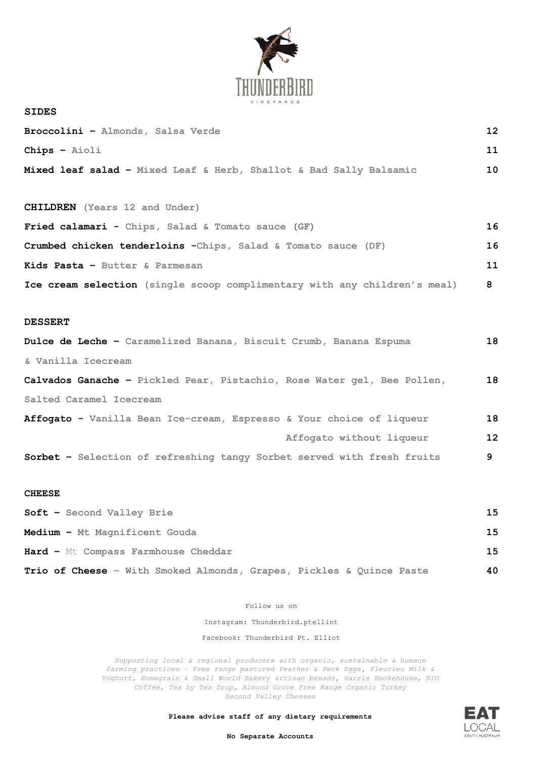THUNDERBIRD
VINEYARDS

## SIDES

| | |
|---|---|
| **Broccolini –** Almonds, Salsa Verde | 12 |
| **Chips –** Aioli | 11 |
| **Mixed leaf salad –** Mixed Leaf & Herb, Shallot & Bad Sally Balsamic | 10 |

## CHILDREN (Years 12 and Under)

| | |
|---|---|
| **Fried calamari -** Chips, Salad & Tomato sauce (GF) | 16 |
| **Crumbed chicken tenderloins -**Chips, Salad & Tomato sauce (DF) | 16 |
| **Kids Pasta –** Butter & Parmesan | 11 |
| **Ice cream selection** (single scoop complimentary with any children's meal) | 8 |

## DESSERT

| | |
|---|---|
| **Dulce de Leche –** Caramelized Banana, Biscuit Crumb, Banana Espuma & Vanilla Icecream | 18 |
| **Calvados Ganache –** Pickled Pear, Pistachio, Rose Water gel, Bee Pollen, Salted Caramel Icecream | 18 |
| **Affogato -** Vanilla Bean Ice-cream, Espresso & Your choice of liqueur | 18 |
| Affogato without liqueur | 12 |
| **Sorbet –** Selection of refreshing tangy Sorbet served with fresh fruits | 9 |

## CHEESE

| | |
|---|---|
| **Soft –** Second Valley Brie | 15 |
| **Medium –** Mt Magnificent Gouda | 15 |
| **Hard –** Mt Compass Farmhouse Cheddar | 15 |
| **Trio of Cheese** – With Smoked Almonds, Grapes, Pickles & Quince Paste | 40 |

Follow us on

Instagram: Thunderbird.ptelliot

Facebook: Thunderbird Pt. Elliot

*Supporting local & regional producers with organic, sustainable & humane farming practices – Free range pastured Feather & Peck Eggs, Fleurieu Milk & Yoghurt, Homegrain & Small World Bakery artisan breads, Harris Smokehouse, RIO Coffee, Tea by Tea Drop, Almond Grove Free Range Organic Turkey Second Valley Cheeses*

**Please advise staff of any dietary requirements**

**No Separate Accounts**

EAT LOCAL SOUTH AUSTRALIA